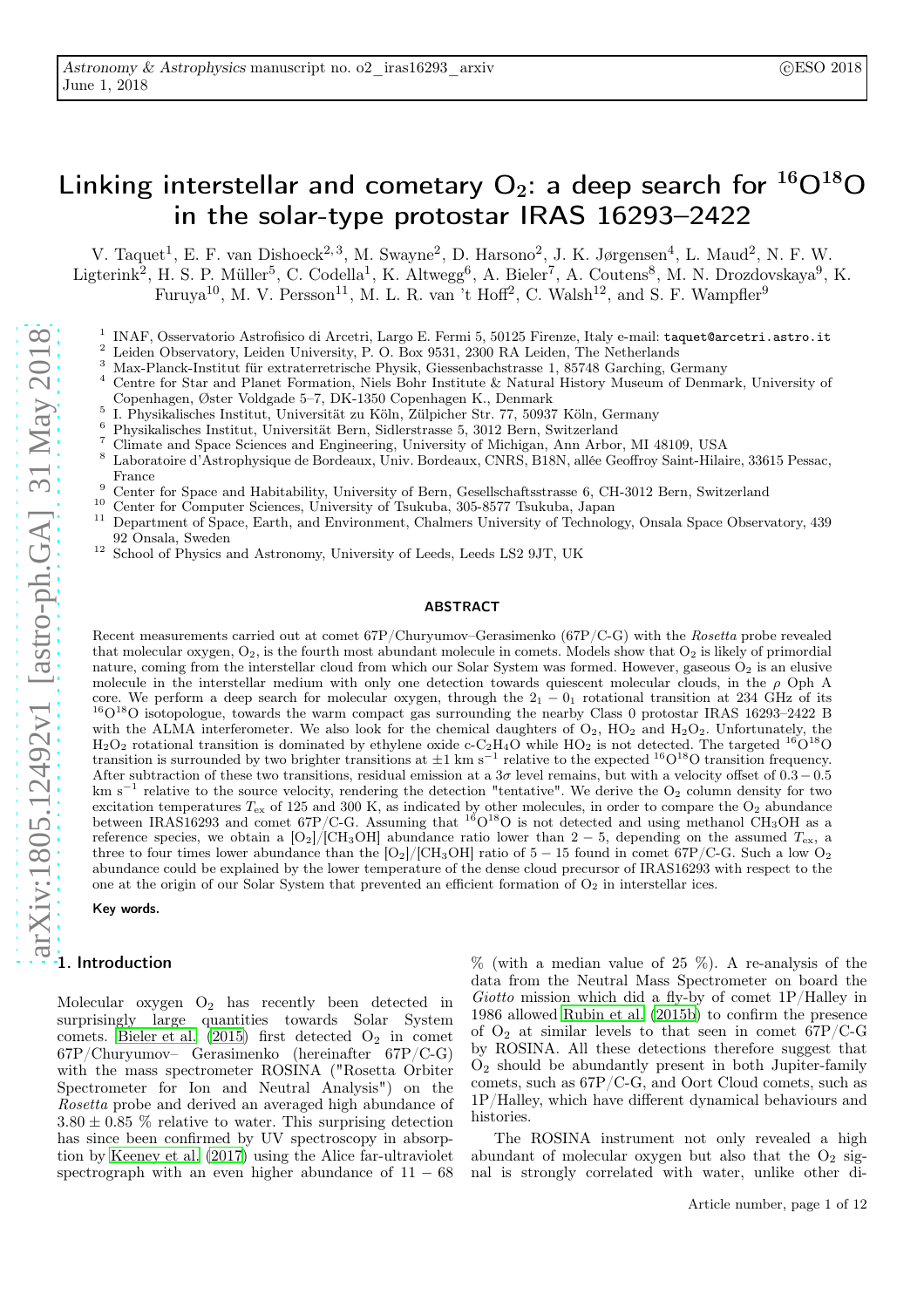# Linking interstellar and cometary $O_2$: a deep search for $^{16}O^{18}O$ in the solar-type protostar IRAS 16293–2422

V. Taquet[1], E. F. van Dishoeck[2,3], M. Swayne[2], D. Harsono[2], J. K. Jørgensen[4], L. Maud[2], N. F. W. Ligterink[2], H. S. P. Müller[5], C. Codella[1], K. Altwegg[6], A. Bieler[7], A. Coutens[8], M. N. Drozdovskaya[9], K. Furuya[10], M. V. Persson[11], M. L. R. van 't Hoff[2], C. Walsh[12], and S. F. Wampfler[9]

[1] INAF, Osservatorio Astrofisico di Arcetri, Largo E. Fermi 5, 50125 Firenze, Italy e-mail: taquet@arcetri.astro.it
[2] Leiden Observatory, Leiden University, P. O. Box 9531, 2300 RA Leiden, The Netherlands
[3] Max-Planck-Institut für extraterretrische Physik, Giessenbachstrasse 1, 85748 Garching, Germany
[4] Centre for Star and Planet Formation, Niels Bohr Institute & Natural History Museum of Denmark, University of Copenhagen, Øster Voldgade 5–7, DK-1350 Copenhagen K., Denmark
[5] I. Physikalisches Institut, Universität zu Köln, Zülpicher Str. 77, 50937 Köln, Germany
[6] Physikalisches Institut, Universität Bern, Sidlerstrasse 5, 3012 Bern, Switzerland
[7] Climate and Space Sciences and Engineering, University of Michigan, Ann Arbor, MI 48109, USA
[8] Laboratoire d'Astrophysique de Bordeaux, Univ. Bordeaux, CNRS, B18N, allée Geoffroy Saint-Hilaire, 33615 Pessac, France
[9] Center for Space and Habitability, University of Bern, Gesellschaftsstrasse 6, CH-3012 Bern, Switzerland
[10] Center for Computer Sciences, University of Tsukuba, 305-8577 Tsukuba, Japan
[11] Department of Space, Earth, and Environment, Chalmers University of Technology, Onsala Space Observatory, 439 92 Onsala, Sweden
[12] School of Physics and Astronomy, University of Leeds, Leeds LS2 9JT, UK

## ABSTRACT

Recent measurements carried out at comet 67P/Churyumov–Gerasimenko (67P/C-G) with the *Rosetta* probe revealed that molecular oxygen, $O_2$, is the fourth most abundant molecule in comets. Models show that $O_2$ is likely of primordial nature, coming from the interstellar cloud from which our Solar System was formed. However, gaseous $O_2$ is an elusive molecule in the interstellar medium with only one detection towards quiescent molecular clouds, in the $\rho$ Oph A core. We perform a deep search for molecular oxygen, through the $2_1 - 0_1$ rotational transition at 234 GHz of its $^{16}O^{18}O$ isotopologue, towards the warm compact gas surrounding the nearby Class 0 protostar IRAS 16293–2422 B with the ALMA interferometer. We also look for the chemical daughters of $O_2$, $HO_2$ and $H_2O_2$. Unfortunately, the $H_2O_2$ rotational transition is dominated by ethylene oxide c-$C_2H_4O$ while $HO_2$ is not detected. The targeted $^{16}O^{18}O$ transition is surrounded by two brighter transitions at $\pm1$ km s$^{-1}$ relative to the expected $^{16}O^{18}O$ transition frequency. After subtraction of these two transitions, residual emission at a $3\sigma$ level remains, but with a velocity offset of $0.3 - 0.5$ km s$^{-1}$ relative to the source velocity, rendering the detection "tentative". We derive the $O_2$ column density for two excitation temperatures $T_{\rm ex}$ of 125 and 300 K, as indicated by other molecules, in order to compare the $O_2$ abundance between IRAS16293 and comet 67P/C-G. Assuming that $^{16}O^{18}O$ is not detected and using methanol $CH_3OH$ as a reference species, we obtain a [$O_2$]/[$CH_3OH$] abundance ratio lower than $2 - 5$, depending on the assumed $T_{\rm ex}$, a three to four times lower abundance than the [$O_2$]/[$CH_3OH$] ratio of $5 - 15$ found in comet 67P/C-G. Such a low $O_2$ abundance could be explained by the lower temperature of the dense cloud precursor of IRAS16293 with respect to the one at the origin of our Solar System that prevented an efficient formation of $O_2$ in interstellar ices.

**Key words.**

## 1. Introduction

Molecular oxygen $O_2$ has recently been detected in surprisingly large quantities towards Solar System comets. Bieler et al. (2015) first detected $O_2$ in comet 67P/Churyumov– Gerasimenko (hereinafter 67P/C-G) with the mass spectrometer ROSINA ("Rosetta Orbiter Spectrometer for Ion and Neutral Analysis") on the *Rosetta* probe and derived an averaged high abundance of $3.80 \pm 0.85$ % relative to water. This surprising detection has since been confirmed by UV spectroscopy in absorption by Keeney et al. (2017) using the Alice far-ultraviolet spectrograph with an even higher abundance of $11 - 68$ % (with a median value of 25 %). A re-analysis of the data from the Neutral Mass Spectrometer on board the *Giotto* mission which did a fly-by of comet 1P/Halley in 1986 allowed Rubin et al. (2015b) to confirm the presence of $O_2$ at similar levels to that seen in comet 67P/C-G by ROSINA. All these detections therefore suggest that $O_2$ should be abundantly present in both Jupiter-family comets, such as 67P/C-G, and Oort Cloud comets, such as 1P/Halley, which have different dynamical behaviours and histories.

The ROSINA instrument not only revealed a high abundant of molecular oxygen but also that the $O_2$ signal is strongly correlated with water, unlike other di-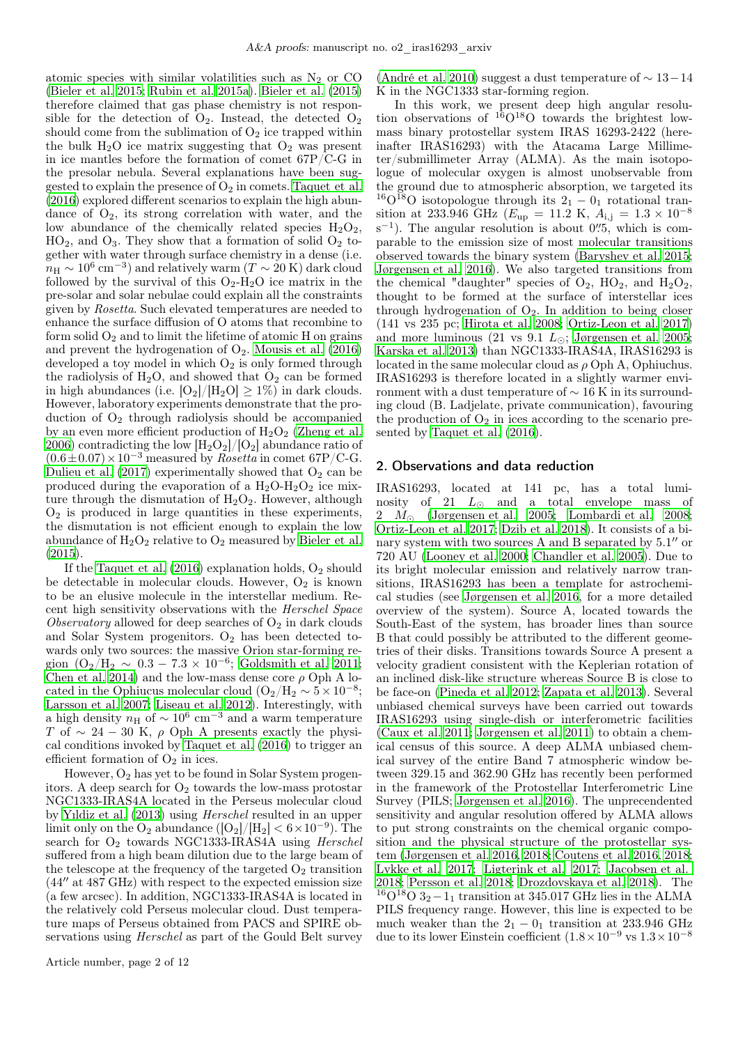atomic species with similar volatilities such as $N_2$ or CO (Bieler et al. 2015; Rubin et al. 2015a). Bieler et al. (2015) therefore claimed that gas phase chemistry is not responsible for the detection of $O_2$. Instead, the detected $O_2$ should come from the sublimation of $O_2$ ice trapped within the bulk $H_2O$ ice matrix suggesting that $O_2$ was present in ice mantles before the formation of comet 67P/C-G in the presolar nebula. Several explanations have been suggested to explain the presence of $O_2$ in comets. Taquet et al. (2016) explored different scenarios to explain the high abundance of $O_2$, its strong correlation with water, and the low abundance of the chemically related species $H_2O_2$, $HO_2$, and $O_3$. They show that a formation of solid $O_2$ together with water through surface chemistry in a dense (i.e. $n_H \sim 10^6$ cm$^{-3}$) and relatively warm ($T \sim 20$ K) dark cloud followed by the survival of this $O_2$-$H_2O$ ice matrix in the pre-solar and solar nebulae could explain all the constraints given by *Rosetta*. Such elevated temperatures are needed to enhance the surface diffusion of O atoms that recombine to form solid $O_2$ and to limit the lifetime of atomic H on grains and prevent the hydrogenation of $O_2$. Mousis et al. (2016) developed a toy model in which $O_2$ is only formed through the radiolysis of $H_2O$, and showed that $O_2$ can be formed in high abundances (i.e. $[O_2]/[H_2O] \geq 1\%$) in dark clouds. However, laboratory experiments demonstrate that the production of $O_2$ through radiolysis should be accompanied by an even more efficient production of $H_2O_2$ (Zheng et al. 2006) contradicting the low $[H_2O_2]/[O_2]$ abundance ratio of $(0.6 \pm 0.07) \times 10^{-3}$ measured by *Rosetta* in comet 67P/C-G. Dulieu et al. (2017) experimentally showed that $O_2$ can be produced during the evaporation of a $H_2O$-$H_2O_2$ ice mixture through the dismutation of $H_2O_2$. However, although $O_2$ is produced in large quantities in these experiments, the dismutation is not efficient enough to explain the low abundance of $H_2O_2$ relative to $O_2$ measured by Bieler et al. (2015).

If the Taquet et al. (2016) explanation holds, $O_2$ should be detectable in molecular clouds. However, $O_2$ is known to be an elusive molecule in the interstellar medium. Recent high sensitivity observations with the *Herschel Space Observatory* allowed for deep searches of $O_2$ in dark clouds and Solar System progenitors. $O_2$ has been detected towards only two sources: the massive Orion star-forming region ($O_2/H_2 \sim 0.3 - 7.3 \times 10^{-6}$; Goldsmith et al. 2011; Chen et al. 2014) and the low-mass dense core $\rho$ Oph A located in the Ophiucus molecular cloud ($O_2/H_2 \sim 5 \times 10^{-8}$; Larsson et al. 2007; Liseau et al. 2012). Interestingly, with a high density $n_H$ of $\sim 10^6$ cm$^{-3}$ and a warm temperature $T$ of $\sim 24 - 30$ K, $\rho$ Oph A presents exactly the physical conditions invoked by Taquet et al. (2016) to trigger an efficient formation of $O_2$ in ices.

However, $O_2$ has yet to be found in Solar System progenitors. A deep search for $O_2$ towards the low-mass protostar NGC1333-IRAS4A located in the Perseus molecular cloud by Yıldiz et al. (2013) using *Herschel* resulted in an upper limit only on the $O_2$ abundance ($[O_2]/[H_2] < 6 \times 10^{-9}$). The search for $O_2$ towards NGC1333-IRAS4A using *Herschel* suffered from a high beam dilution due to the large beam of the telescope at the frequency of the targeted $O_2$ transition (44″ at 487 GHz) with respect to the expected emission size (a few arcsec). In addition, NGC1333-IRAS4A is located in the relatively cold Perseus molecular cloud. Dust temperature maps of Perseus obtained from PACS and SPIRE observations using *Herschel* as part of the Gould Belt survey (André et al. 2010) suggest a dust temperature of $\sim 13 - 14$ K in the NGC1333 star-forming region.

In this work, we present deep high angular resolution observations of $^{16}O^{18}O$ towards the brightest low-mass binary protostellar system IRAS 16293-2422 (hereinafter IRAS16293) with the Atacama Large Millimeter/submillimeter Array (ALMA). As the main isotopologue of molecular oxygen is almost unobservable from the ground due to atmospheric absorption, we targeted its $^{16}O^{18}O$ isotopologue through its $2_1 - 0_1$ rotational transition at 233.946 GHz ($E_{up}$ = 11.2 K, $A_{i,j} = 1.3 \times 10^{-8}$ s$^{-1}$). The angular resolution is about 0″.5, which is comparable to the emission size of most molecular transitions observed towards the binary system (Baryshev et al. 2015; Jørgensen et al. 2016). We also targeted transitions from the chemical "daughter" species of $O_2$, $HO_2$, and $H_2O_2$, thought to be formed at the surface of interstellar ices through hydrogenation of $O_2$. In addition to being closer (141 vs 235 pc; Hirota et al. 2008; Ortiz-Leon et al. 2017) and more luminous (21 vs 9.1 $L_\odot$; Jørgensen et al. 2005; Karska et al. 2013) than NGC1333-IRAS4A, IRAS16293 is located in the same molecular cloud as $\rho$ Oph A, Ophiuchus. IRAS16293 is therefore located in a slightly warmer environment with a dust temperature of $\sim 16$ K in its surrounding cloud (B. Ladjelate, private communication), favouring the production of $O_2$ in ices according to the scenario presented by Taquet et al. (2016).

## 2. Observations and data reduction

IRAS16293, located at 141 pc, has a total luminosity of 21 $L_\odot$ and a total envelope mass of 2 $M_\odot$ (Jørgensen et al. 2005; Lombardi et al. 2008; Ortiz-Leon et al. 2017; Dzib et al. 2018). It consists of a binary system with two sources A and B separated by 5.1″ or 720 AU (Looney et al. 2000; Chandler et al. 2005). Due to its bright molecular emission and relatively narrow transitions, IRAS16293 has been a template for astrochemical studies (see Jørgensen et al. 2016, for a more detailed overview of the system). Source A, located towards the South-East of the system, has broader lines than source B that could possibly be attributed to the different geometries of their disks. Transitions towards Source A present a velocity gradient consistent with the Keplerian rotation of an inclined disk-like structure whereas Source B is close to be face-on (Pineda et al. 2012; Zapata et al. 2013). Several unbiased chemical surveys have been carried out towards IRAS16293 using single-dish or interferometric facilities (Caux et al. 2011; Jørgensen et al. 2011) to obtain a chemical census of this source. A deep ALMA unbiased chemical survey of the entire Band 7 atmospheric window between 329.15 and 362.90 GHz has recently been performed in the framework of the Protostellar Interferometric Line Survey (PILS; Jørgensen et al. 2016). The unprecendented sensitivity and angular resolution offered by ALMA allows to put strong constraints on the chemical organic composition and the physical structure of the protostellar system (Jørgensen et al. 2016, 2018; Coutens et al. 2016, 2018; Lykke et al. 2017; Ligterink et al. 2017; Jacobsen et al. 2018; Persson et al. 2018; Drozdovskaya et al. 2018). The $^{16}O^{18}O$ $3_2 - 1_1$ transition at 345.017 GHz lies in the ALMA PILS frequency range. However, this line is expected to be much weaker than the $2_1 - 0_1$ transition at 233.946 GHz due to its lower Einstein coefficient ($1.8 \times 10^{-9}$ vs $1.3 \times 10^{-8}$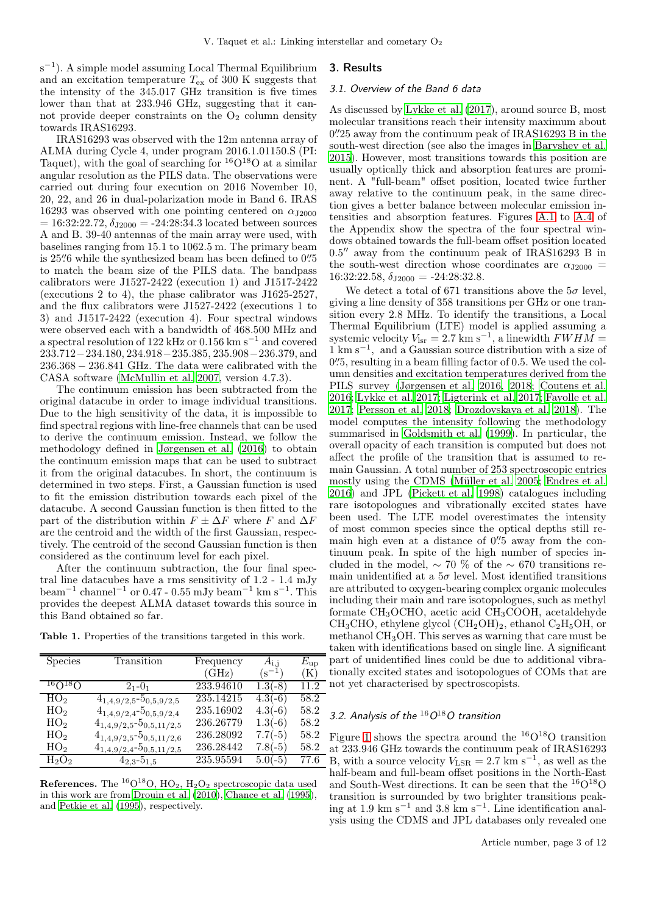$s^{-1}$). A simple model assuming Local Thermal Equilibrium and an excitation temperature $T_{ex}$ of 300 K suggests that the intensity of the 345.017 GHz transition is five times lower than that at 233.946 GHz, suggesting that it cannot provide deeper constraints on the $O_2$ column density towards IRAS16293.

IRAS16293 was observed with the 12m antenna array of ALMA during Cycle 4, under program 2016.1.01150.S (PI: Taquet), with the goal of searching for $^{16}O^{18}O$ at a similar angular resolution as the PILS data. The observations were carried out during four execution on 2016 November 10, 20, 22, and 26 in dual-polarization mode in Band 6. IRAS 16293 was observed with one pointing centered on $\alpha_{J2000}$ = 16:32:22.72, $\delta_{J2000}$ = -24:28:34.3 located between sources A and B. 39-40 antennas of the main array were used, with baselines ranging from 15.1 to 1062.5 m. The primary beam is 25.″6 while the synthesized beam has been defined to 0.″5 to match the beam size of the PILS data. The bandpass calibrators were J1527-2422 (execution 1) and J1517-2422 (executions 2 to 4), the phase calibrator was J1625-2527, and the flux calibrators were J1527-2422 (executions 1 to 3) and J1517-2422 (execution 4). Four spectral windows were observed each with a bandwidth of 468.500 MHz and a spectral resolution of 122 kHz or 0.156 km $s^{-1}$ and covered 233.712−234.180, 234.918−235.385, 235.908−236.379, and 236.368 − 236.841 GHz. The data were calibrated with the CASA software (McMullin et al. 2007, version 4.7.3).

The continuum emission has been subtracted from the original datacube in order to image individual transitions. Due to the high sensitivity of the data, it is impossible to find spectral regions with line-free channels that can be used to derive the continuum emission. Instead, we follow the methodology defined in Jørgensen et al. (2016) to obtain the continuum emission maps that can be used to subtract it from the original datacubes. In short, the continuum is determined in two steps. First, a Gaussian function is used to fit the emission distribution towards each pixel of the datacube. A second Gaussian function is then fitted to the part of the distribution within $F \pm \Delta F$ where $F$ and $\Delta F$ are the centroid and the width of the first Gaussian, respectively. The centroid of the second Gaussian function is then considered as the continuum level for each pixel.

After the continuum subtraction, the four final spectral line datacubes have a rms sensitivity of 1.2 - 1.4 mJy beam$^{-1}$ channel$^{-1}$ or 0.47 - 0.55 mJy beam$^{-1}$ km $s^{-1}$. This provides the deepest ALMA dataset towards this source in this Band obtained so far.

**Table 1.** Properties of the transitions targeted in this work.

| Species | Transition | Frequency (GHz) | $A_{i,j}$ ($s^{-1}$) | $E_{up}$ (K) |
|---|---|---|---|---|
| $^{16}O^{18}O$ | $2_1$-$0_1$ | 233.94610 | 1.3(-8) | 11.2 |
| $HO_2$ | $4_{1,4,9/2,5}$-$5_{0,5,9/2,5}$ | 235.14215 | 4.3(-6) | 58.2 |
| $HO_2$ | $4_{1,4,9/2,4}$-$5_{0,5,9/2,4}$ | 235.16902 | 4.3(-6) | 58.2 |
| $HO_2$ | $4_{1,4,9/2,5}$-$5_{0,5,11/2,6}$ | 236.26779 | 1.3(-6) | 58.2 |
| $HO_2$ | $4_{1,4,9/2,5}$-$5_{0,5,11/2,6}$ | 236.28092 | 7.7(-5) | 58.2 |
| $HO_2$ | $4_{1,4,9/2,4}$-$5_{0,5,11/2,5}$ | 236.28442 | 7.8(-5) | 58.2 |
| $H_2O_2$ | $4_{2,3}$-$5_{1,5}$ | 235.95594 | 5.0(-5) | 77.6 |

**References.** The $^{16}O^{18}O$, $HO_2$, $H_2O_2$ spectroscopic data used in this work are from Drouin et al. (2010), Chance et al. (1995), and Petkie et al. (1995), respectively.

## 3. Results

### 3.1. Overview of the Band 6 data

As discussed by Lykke et al. (2017), around source B, most molecular transitions reach their intensity maximum about 0.″25 away from the continuum peak of IRAS16293 B in the south-west direction (see also the images in Baryshev et al. 2015). However, most transitions towards this position are usually optically thick and absorption features are prominent. A "full-beam" offset position, located twice further away relative to the continuum peak, in the same direction gives a better balance between molecular emission intensities and absorption features. Figures A.1 to A.4 of the Appendix show the spectra of the four spectral windows obtained towards the full-beam offset position located 0.5″ away from the continuum peak of IRAS16293 B in the south-west direction whose coordinates are $\alpha_{J2000}$ = 16:32:22.58, $\delta_{J2000}$ = -24:28:32.8.

We detect a total of 671 transitions above the 5$\sigma$ level, giving a line density of 358 transitions per GHz or one transition every 2.8 MHz. To identify the transitions, a Local Thermal Equilibrium (LTE) model is applied assuming a systemic velocity $V_{lsr}$ = 2.7 km $s^{-1}$, a linewidth $FWHM$ = 1 km $s^{-1}$, and a Gaussian source distribution with a size of 0.″5, resulting in a beam filling factor of 0.5. We used the column densities and excitation temperatures derived from the PILS survey (Jørgensen et al. 2016, 2018; Coutens et al. 2016; Lykke et al. 2017; Ligterink et al. 2017; Fayolle et al. 2017; Persson et al. 2018; Drozdovskaya et al. 2018). The model computes the intensity following the methodology summarised in Goldsmith et al. (1999). In particular, the overall opacity of each transition is computed but does not affect the profile of the transition that is assumed to remain Gaussian. A total number of 253 spectroscopic entries mostly using the CDMS (Müller et al. 2005; Endres et al. 2016) and JPL (Pickett et al. 1998) catalogues including rare isotopologues and vibrationally excited states have been used. The LTE model overestimates the intensity of most common species since the optical depths still remain high even at a distance of 0.″5 away from the continuum peak. In spite of the high number of species included in the model, ∼ 70 % of the ∼ 670 transitions remain unidentified at a 5$\sigma$ level. Most identified transitions are attributed to oxygen-bearing complex organic molecules including their main and rare isotopologues, such as methyl formate $CH_3OCHO$, acetic acid $CH_3COOH$, acetaldehyde $CH_3CHO$, ethylene glycol $(CH_2OH)_2$, ethanol $C_2H_5OH$, or methanol $CH_3OH$. This serves as warning that care must be taken with identifications based on single line. A significant part of unidentified lines could be due to additional vibrationally excited states and isotopologues of COMs that are not yet characterised by spectroscopists.

### 3.2. Analysis of the $^{16}O^{18}O$ transition

Figure 1 shows the spectra around the $^{16}O^{18}O$ transition at 233.946 GHz towards the continuum peak of IRAS16293 B, with a source velocity $V_{LSR}$ = 2.7 km $s^{-1}$, as well as the half-beam and full-beam offset positions in the North-East and South-West directions. It can be seen that the $^{16}O^{18}O$ transition is surrounded by two brighter transitions peaking at 1.9 km $s^{-1}$ and 3.8 km $s^{-1}$. Line identification analysis using the CDMS and JPL databases only revealed one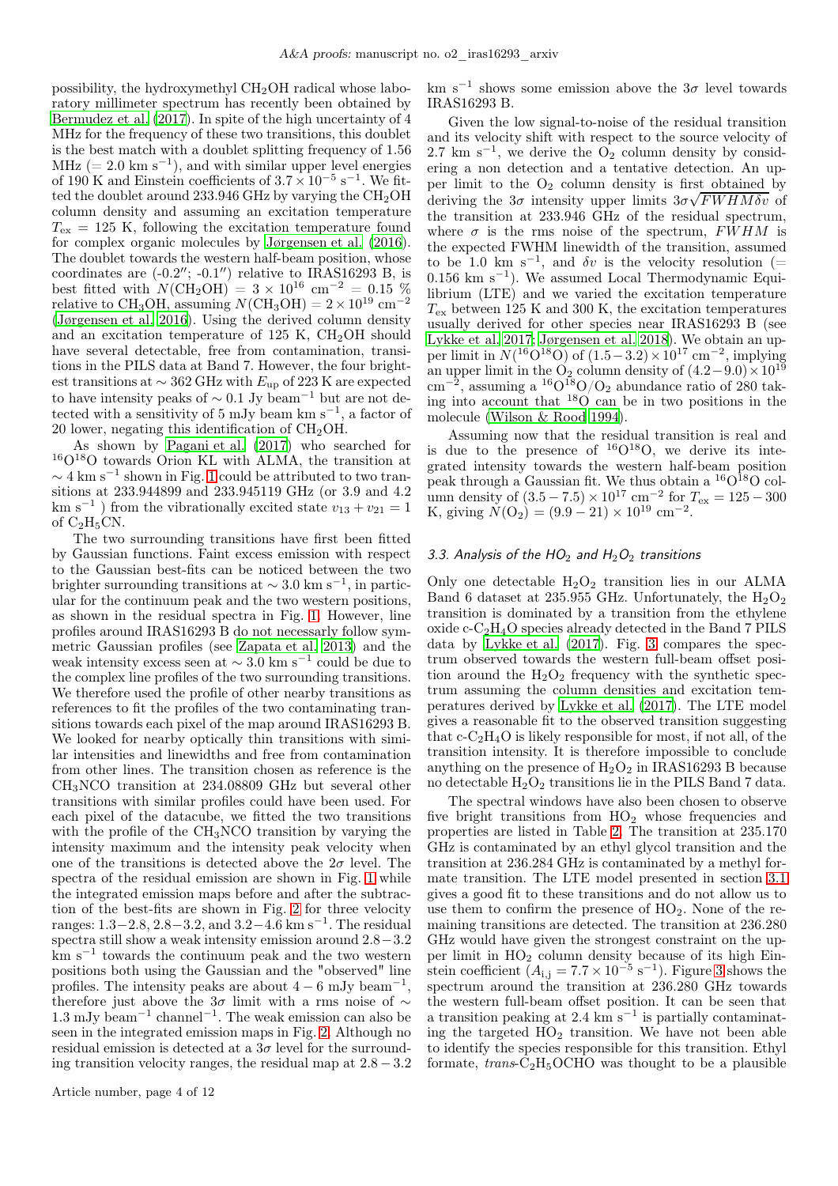possibility, the hydroxymethyl $CH_2OH$ radical whose laboratory millimeter spectrum has recently been obtained by Bermudez et al. (2017). In spite of the high uncertainty of 4 MHz for the frequency of these two transitions, this doublet is the best match with a doublet splitting frequency of 1.56 MHz (= 2.0 km s$^{-1}$), and with similar upper level energies of 190 K and Einstein coefficients of $3.7 \times 10^{-5}$ s$^{-1}$. We fitted the doublet around 233.946 GHz by varying the $CH_2OH$ column density and assuming an excitation temperature $T_{ex}$ = 125 K, following the excitation temperature found for complex organic molecules by Jørgensen et al. (2016). The doublet towards the western half-beam position, whose coordinates are (-0.2″; -0.1″) relative to IRAS16293 B, is best fitted with $N(CH_2OH) = 3 \times 10^{16}$ cm$^{-2}$ = 0.15 % relative to $CH_3OH$, assuming $N(CH_3OH) = 2 \times 10^{19}$ cm$^{-2}$ (Jørgensen et al. 2016). Using the derived column density and an excitation temperature of 125 K, $CH_2OH$ should have several detectable, free from contamination, transitions in the PILS data at Band 7. However, the four brightest transitions at $\sim$ 362 GHz with $E_{up}$ of 223 K are expected to have intensity peaks of $\sim$ 0.1 Jy beam$^{-1}$ but are not detected with a sensitivity of 5 mJy beam km s$^{-1}$, a factor of 20 lower, negating this identification of $CH_2OH$.

As shown by Pagani et al. (2017) who searched for $^{16}O^{18}O$ towards Orion KL with ALMA, the transition at $\sim$ 4 km s$^{-1}$ shown in Fig. 1 could be attributed to two transitions at 233.944899 and 233.945119 GHz (or 3.9 and 4.2 km s$^{-1}$ ) from the vibrationally excited state $v_{13} + v_{21} = 1$ of $C_2H_5CN$.

The two surrounding transitions have first been fitted by Gaussian functions. Faint excess emission with respect to the Gaussian best-fits can be noticed between the two brighter surrounding transitions at $\sim$ 3.0 km s$^{-1}$, in particular for the continuum peak and the two western positions, as shown in the residual spectra in Fig. 1. However, line profiles around IRAS16293 B do not necessarly follow symmetric Gaussian profiles (see Zapata et al. 2013) and the weak intensity excess seen at $\sim$ 3.0 km s$^{-1}$ could be due to the complex line profiles of the two surrounding transitions. We therefore used the profile of other nearby transitions as references to fit the profiles of the two contaminating transitions towards each pixel of the map around IRAS16293 B. We looked for nearby optically thin transitions with similar intensities and linewidths and free from contamination from other lines. The transition chosen as reference is the $CH_3NCO$ transition at 234.08809 GHz but several other transitions with similar profiles could have been used. For each pixel of the datacube, we fitted the two transitions with the profile of the $CH_3NCO$ transition by varying the intensity maximum and the intensity peak velocity when one of the transitions is detected above the 2$\sigma$ level. The spectra of the residual emission are shown in Fig. 1 while the integrated emission maps before and after the subtraction of the best-fits are shown in Fig. 2 for three velocity ranges: 1.3−2.8, 2.8−3.2, and 3.2−4.6 km s$^{-1}$. The residual spectra still show a weak intensity emission around 2.8−3.2 km s$^{-1}$ towards the continuum peak and the two western positions both using the Gaussian and the "observed" line profiles. The intensity peaks are about 4−6 mJy beam$^{-1}$, therefore just above the 3$\sigma$ limit with a rms noise of $\sim$ 1.3 mJy beam$^{-1}$ channel$^{-1}$. The weak emission can also be seen in the integrated emission maps in Fig. 2. Although no residual emission is detected at a 3$\sigma$ level for the surrounding transition velocity ranges, the residual map at 2.8−3.2 km s$^{-1}$ shows some emission above the 3$\sigma$ level towards IRAS16293 B.

Given the low signal-to-noise of the residual transition and its velocity shift with respect to the source velocity of 2.7 km s$^{-1}$, we derive the $O_2$ column density by considering a non detection and a tentative detection. An upper limit to the $O_2$ column density is first obtained by deriving the 3$\sigma$ intensity upper limits $3\sigma\sqrt{FWHM\delta v}$ of the transition at 233.946 GHz of the residual spectrum, where $\sigma$ is the rms noise of the spectrum, $FWHM$ is the expected FWHM linewidth of the transition, assumed to be 1.0 km s$^{-1}$, and $\delta v$ is the velocity resolution (= 0.156 km s$^{-1}$). We assumed Local Thermodynamic Equilibrium (LTE) and we varied the excitation temperature $T_{ex}$ between 125 K and 300 K, the excitation temperatures usually derived for other species near IRAS16293 B (see Lykke et al. 2017; Jørgensen et al. 2018). We obtain an upper limit in $N(^{16}O^{18}O)$ of $(1.5-3.2) \times 10^{17}$ cm$^{-2}$, implying an upper limit in the $O_2$ column density of $(4.2-9.0) \times 10^{19}$ cm$^{-2}$, assuming a $^{16}O^{18}O/O_2$ abundance ratio of 280 taking into account that $^{18}O$ can be in two positions in the molecule (Wilson & Rood 1994).

Assuming now that the residual transition is real and is due to the presence of $^{16}O^{18}O$, we derive its integrated intensity towards the western half-beam position peak through a Gaussian fit. We thus obtain a $^{16}O^{18}O$ column density of $(3.5-7.5) \times 10^{17}$ cm$^{-2}$ for $T_{ex}$ = 125 − 300 K, giving $N(O_2) = (9.9-21) \times 10^{19}$ cm$^{-2}$.

### 3.3. Analysis of the $HO_2$ and $H_2O_2$ transitions

Only one detectable $H_2O_2$ transition lies in our ALMA Band 6 dataset at 235.955 GHz. Unfortunately, the $H_2O_2$ transition is dominated by a transition from the ethylene oxide c-$C_2H_4O$ species already detected in the Band 7 PILS data by Lykke et al. (2017). Fig. 3 compares the spectrum observed towards the western full-beam offset position around the $H_2O_2$ frequency with the synthetic spectrum assuming the column densities and excitation temperatures derived by Lykke et al. (2017). The LTE model gives a reasonable fit to the observed transition suggesting that c-$C_2H_4O$ is likely responsible for most, if not all, of the transition intensity. It is therefore impossible to conclude anything on the presence of $H_2O_2$ in IRAS16293 B because no detectable $H_2O_2$ transitions lie in the PILS Band 7 data.

The spectral windows have also been chosen to observe five bright transitions from $HO_2$ whose frequencies and properties are listed in Table 2. The transition at 235.170 GHz is contaminated by an ethyl glycol transition and the transition at 236.284 GHz is contaminated by a methyl formate transition. The LTE model presented in section 3.1 gives a good fit to these transitions and do not allow us to use them to confirm the presence of $HO_2$. None of the remaining transitions are detected. The transition at 236.280 GHz would have given the strongest constraint on the upper limit in $HO_2$ column density because of its high Einstein coefficient ($A_{i,j} = 7.7 \times 10^{-5}$ s$^{-1}$). Figure 3 shows the spectrum around the transition at 236.280 GHz towards the western full-beam offset position. It can be seen that a transition peaking at 2.4 km s$^{-1}$ is partially contaminating the targeted $HO_2$ transition. We have not been able to identify the species responsible for this transition. Ethyl formate, *trans*-$C_2H_5OCHO$ was thought to be a plausible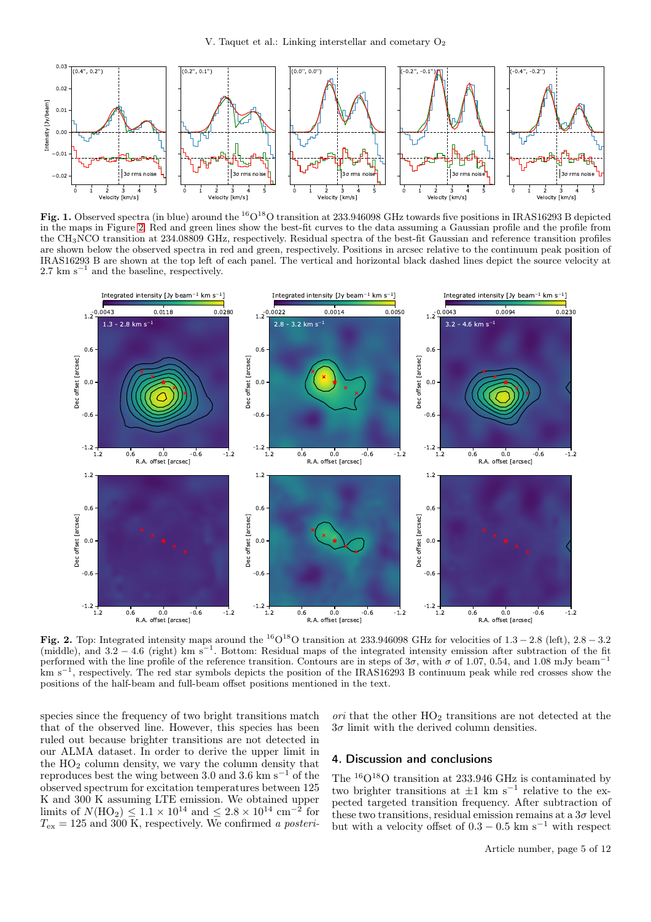**Fig. 1.** Observed spectra (in blue) around the $^{16}O^{18}O$ transition at 233.946098 GHz towards five positions in IRAS16293 B depicted in the maps in Figure 2. Red and green lines show the best-fit curves to the data assuming a Gaussian profile and the profile from the $CH_3NCO$ transition at 234.08809 GHz, respectively. Residual spectra of the best-fit Gaussian and reference transition profiles are shown below the observed spectra in red and green, respectively. Positions in arcsec relative to the continuum peak position of IRAS16293 B are shown at the top left of each panel. The vertical and horizontal black dashed lines depict the source velocity at 2.7 km s$^{-1}$ and the baseline, respectively.

**Fig. 2.** Top: Integrated intensity maps around the $^{16}O^{18}O$ transition at 233.946098 GHz for velocities of $1.3-2.8$ (left), $2.8-3.2$ (middle), and $3.2-4.6$ (right) km s$^{-1}$. Bottom: Residual maps of the integrated intensity emission after subtraction of the fit performed with the line profile of the reference transition. Contours are in steps of $3\sigma$, with $\sigma$ of 1.07, 0.54, and 1.08 mJy beam$^{-1}$ km s$^{-1}$, respectively. The red star symbols depicts the position of the IRAS16293 B continuum peak while red crosses show the positions of the half-beam and full-beam offset positions mentioned in the text.

species since the frequency of two bright transitions match that of the observed line. However, this species has been ruled out because brighter transitions are not detected in our ALMA dataset. In order to derive the upper limit in the $HO_2$ column density, we vary the column density that reproduces best the wing between 3.0 and 3.6 km s$^{-1}$ of the observed spectrum for excitation temperatures between 125 K and 300 K assuming LTE emission. We obtained upper limits of $N(HO_2) \leq 1.1 \times 10^{14}$ and $\leq 2.8 \times 10^{14}$ cm$^{-2}$ for $T_{ex} = 125$ and 300 K, respectively. We confirmed *a posteriori* that the other $HO_2$ transitions are not detected at the $3\sigma$ limit with the derived column densities.

## 4. Discussion and conclusions

The $^{16}O^{18}O$ transition at 233.946 GHz is contaminated by two brighter transitions at $\pm 1$ km s$^{-1}$ relative to the expected targeted transition frequency. After subtraction of these two transitions, residual emission remains at a $3\sigma$ level but with a velocity offset of $0.3-0.5$ km s$^{-1}$ with respect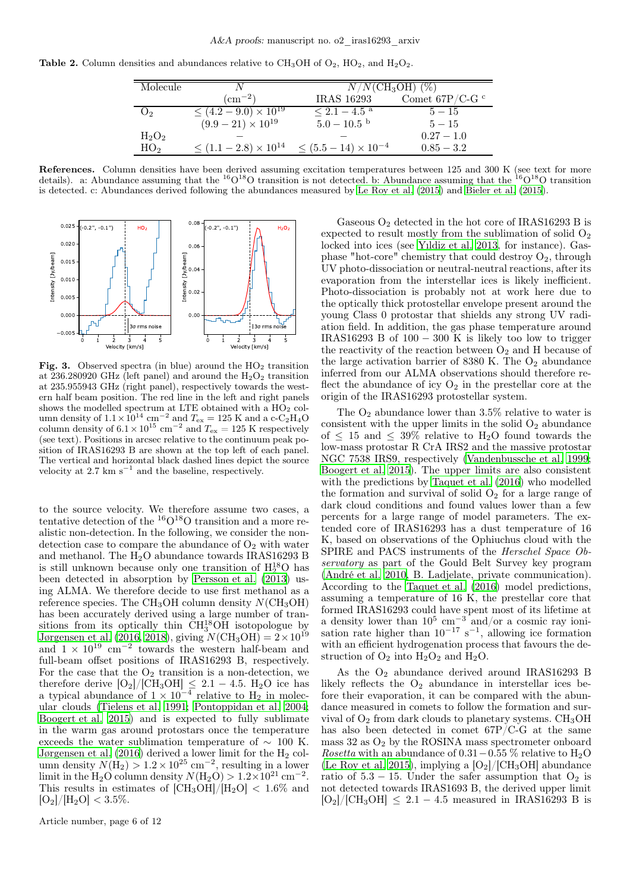**Table 2.** Column densities and abundances relative to $CH_3OH$ of $O_2$, $HO_2$, and $H_2O_2$.

| Molecule | $N$ | $N/N(CH_3OH)$ (%) | |
|---|---|---|---|
| | ($cm^{-2}$) | IRAS 16293 | Comet 67P/C-G [c] |
| $O_2$ | $\leq (4.2-9.0) \times 10^{19}$ | $\leq 2.1-4.5$ [a] | $5-15$ |
| | $(9.9-21) \times 10^{19}$ | $5.0-10.5$ [b] | $5-15$ |
| $H_2O_2$ | – | – | $0.27-1.0$ |
| $HO_2$ | $\leq (1.1-2.8) \times 10^{14}$ | $\leq (5.5-14) \times 10^{-4}$ | $0.85-3.2$ |

**References.** Column densities have been derived assuming excitation temperatures between 125 and 300 K (see text for more details). a: Abundance assuming that the $^{16}O^{18}O$ transition is not detected. b: Abundance assuming that the $^{16}O^{18}O$ core transition is detected. c: Abundances derived following the abundances measured by Le Roy et al. (2015) and Bieler et al. (2015).

**Fig. 3.** Observed spectra (in blue) around the $HO_2$ transition at 236.280920 GHz (left panel) and around the $H_2O_2$ transition at 235.955943 GHz (right panel), respectively towards the western half beam position. The red line in the left and right panels shows the modelled spectrum at LTE obtained with a $HO_2$ column density of $1.1 \times 10^{14}$ $cm^{-2}$ and $T_{ex} = 125$ K and a c-$C_2H_4O$ column density of $6.1 \times 10^{15}$ $cm^{-2}$ and $T_{ex} = 125$ K respectively (see text). Positions in arcsec relative to the continuum peak position of IRAS16293 B are shown at the top left of each panel. The vertical and horizontal black dashed lines depict the source velocity at 2.7 km $s^{-1}$ and the baseline, respectively.

to the source velocity. We therefore assume two cases, a tentative detection of the $^{16}O^{18}O$ transition and a more realistic non-detection. In the following, we consider the non-detection case to compare the abundance of $O_2$ with water and methanol. The $H_2O$ abundance towards IRAS16293 B is still unknown because only one transition of $H_2^{18}O$ has been detected in absorption by Persson et al. (2013) using ALMA. We therefore decide to use first methanol as a reference species. The $CH_3OH$ column density $N(CH_3OH)$ has been accurately derived using a large number of transitions from its optically thin $CH_3^{18}OH$ isotopologue by Jørgensen et al. (2016, 2018), giving $N(CH_3OH) = 2 \times 10^{19}$ and $1 \times 10^{19}$ $cm^{-2}$ towards the western half-beam and full-beam offset positions of IRAS16293 B, respectively. For the case that the $O_2$ transition is a non-detection, we therefore derive $[O_2]/[CH_3OH] \leq 2.1-4.5$. $H_2O$ ice has a typical abundance of $1 \times 10^{-4}$ relative to $H_2$ in molecular clouds (Tielens et al. 1991; Pontoppidan et al. 2004; Boogert et al. 2015) and is expected to fully sublimate in the warm gas around protostars once the temperature exceeds the water sublimation temperature of $\sim 100$ K. Jørgensen et al. (2016) derived a lower limit for the $H_2$ column density $N(H_2) > 1.2 \times 10^{25}$ $cm^{-2}$, resulting in a lower limit in the $H_2O$ column density $N(H_2O) > 1.2 \times 10^{21}$ $cm^{-2}$. This results in estimates of $[CH_3OH]/[H_2O] < 1.6\%$ and $[O_2]/[H_2O] < 3.5\%$.

Gaseous $O_2$ detected in the hot core of IRAS16293 B is expected to result mostly from the sublimation of solid $O_2$ locked into ices (see Yıldiz et al. 2013, for instance). Gas-phase "hot-core" chemistry that could destroy $O_2$, through UV photo-dissociation or neutral-neutral reactions, after its evaporation from the interstellar ices is likely inefficient. Photo-dissociation is probably not at work here due to the optically thick protostellar envelope present around the young Class 0 protostar that shields any strong UV radiation field. In addition, the gas phase temperature around IRAS16293 B of $100-300$ K is likely too low to trigger the reactivity of the reaction between $O_2$ and H because of the large activation barrier of 8380 K. The $O_2$ abundance inferred from our ALMA observations should therefore reflect the abundance of icy $O_2$ in the prestellar core at the origin of the IRAS16293 protostellar system.

The $O_2$ abundance lower than 3.5% relative to water is consistent with the upper limits in the solid $O_2$ abundance of $\leq 15$ and $\leq 39\%$ relative to $H_2O$ found towards the low-mass protostar R CrA IRS2 and the massive protostar NGC 7538 IRS9, respectively (Vandenbussche et al. 1999; Boogert et al. 2015). The upper limits are also consistent with the predictions by Taquet et al. (2016) who modelled the formation and survival of solid $O_2$ for a large range of dark cloud conditions and found values lower than a few percents for a large range of model parameters. The extended core of IRAS16293 has a dust temperature of 16 K, based on observations of the Ophiuchus cloud with the SPIRE and PACS instruments of the *Herschel Space Observatory* as part of the Gould Belt Survey key program (André et al. 2010, B. Ladjelate, private communication). According to the Taquet et al. (2016) model predictions, assuming a temperature of 16 K, the prestellar core that formed IRAS16293 could have spent most of its lifetime at a density lower than $10^5$ $cm^{-3}$ and/or a cosmic ray ionisation rate higher than $10^{-17}$ $s^{-1}$, allowing ice formation with an efficient hydrogenation process that favours the destruction of $O_2$ into $H_2O_2$ and $H_2O$.

As the $O_2$ abundance derived around IRAS16293 B likely reflects the $O_2$ abundance in interstellar ices before their evaporation, it can be compared with the abundance measured in comets to follow the formation and survival of $O_2$ from dark clouds to planetary systems. $CH_3OH$ has also been detected in comet 67P/C-G at the same mass 32 as $O_2$ by the ROSINA mass spectrometer onboard *Rosetta* with an abundance of $0.31-0.55$ % relative to $H_2O$ (Le Roy et al. 2015), implying a $[O_2]/[CH_3OH]$ abundance ratio of $5.3-15$. Under the safer assumption that $O_2$ is not detected towards IRAS1693 B, the derived upper limit $[O_2]/[CH_3OH] \leq 2.1-4.5$ measured in IRAS16293 B is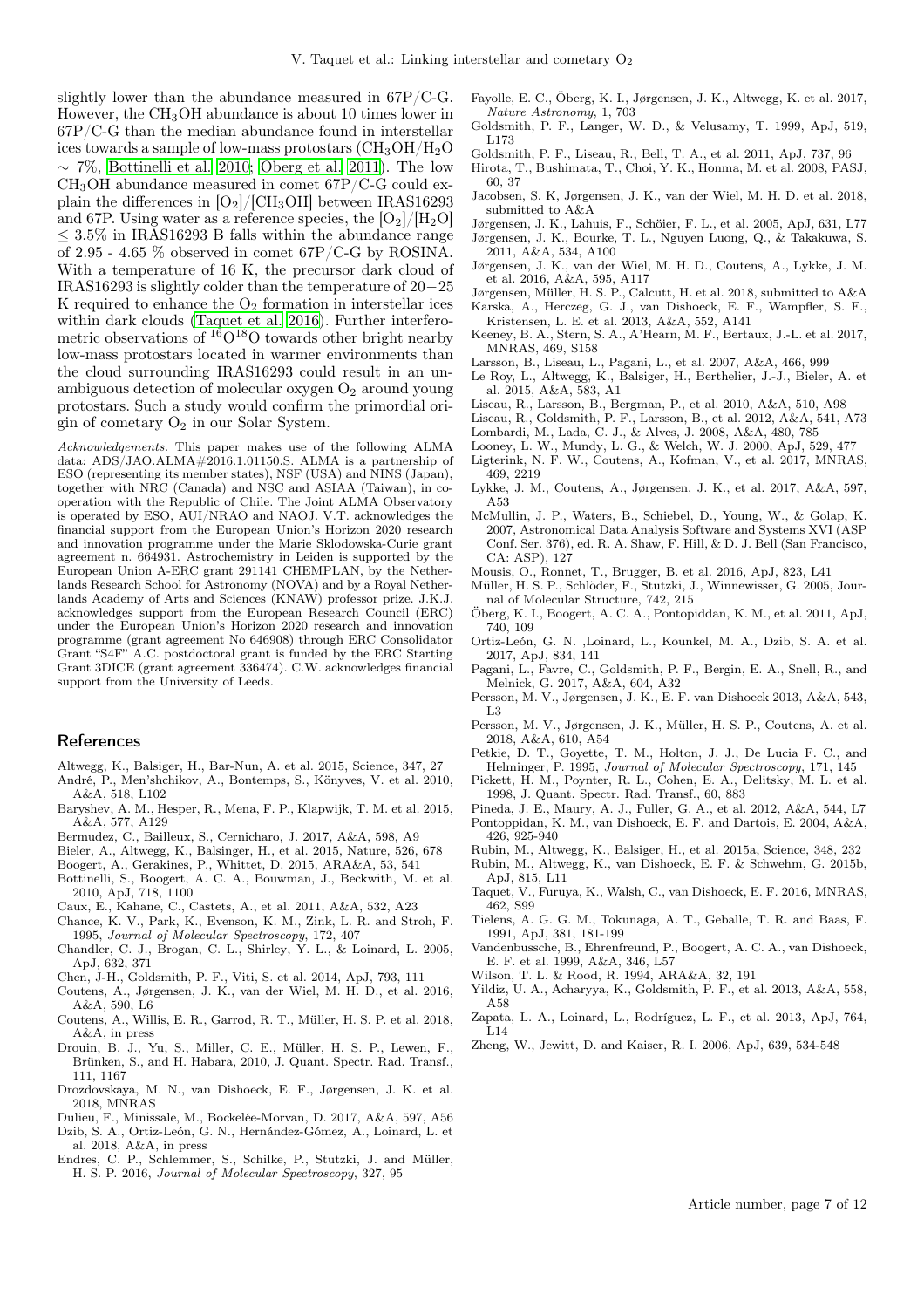slightly lower than the abundance measured in 67P/C-G. However, the $CH_3OH$ abundance is about 10 times lower in 67P/C-G than the median abundance found in interstellar ices towards a sample of low-mass protostars ($CH_3OH/H_2O \sim 7\%$, Bottinelli et al. 2010; Öberg et al. 2011). The low $CH_3OH$ abundance measured in comet 67P/C-G could explain the differences in $[O_2]/[CH_3OH]$ between IRAS16293 and 67P. Using water as a reference species, the $[O_2]/[H_2O] \leq 3.5\%$ in IRAS16293 B falls within the abundance range of 2.95 - 4.65 % observed in comet 67P/C-G by ROSINA. With a temperature of 16 K, the precursor dark cloud of IRAS16293 is slightly colder than the temperature of 20−25 K required to enhance the $O_2$ formation in interstellar ices within dark clouds (Taquet et al. 2016). Further interferometric observations of $^{16}O^{18}O$ towards other bright nearby low-mass protostars located in warmer environments than the cloud surrounding IRAS16293 could result in an unambiguous detection of molecular oxygen $O_2$ around young protostars. Such a study would confirm the primordial origin of cometary $O_2$ in our Solar System.

*Acknowledgements.* This paper makes use of the following ALMA data: ADS/JAO.ALMA#2016.1.01150.S. ALMA is a partnership of ESO (representing its member states), NSF (USA) and NINS (Japan), together with NRC (Canada) and NSC and ASIAA (Taiwan), in cooperation with the Republic of Chile. The Joint ALMA Observatory is operated by ESO, AUI/NRAO and NAOJ. V.T. acknowledges the financial support from the European Union's Horizon 2020 research and innovation programme under the Marie Sklodowska-Curie grant agreement n. 664931. Astrochemistry in Leiden is supported by the European Union A-ERC grant 291141 CHEMPLAN, by the Netherlands Research School for Astronomy (NOVA) and by a Royal Netherlands Academy of Arts and Sciences (KNAW) professor prize. J.K.J. acknowledges support from the European Research Council (ERC) under the European Union's Horizon 2020 research and innovation programme (grant agreement No 646908) through ERC Consolidator Grant "S4F" A.C. postdoctoral grant is funded by the ERC Starting Grant 3DICE (grant agreement 336474). C.W. acknowledges financial support from the University of Leeds.

## References

Altwegg, K., Balsiger, H., Bar-Nun, A. et al. 2015, Science, 347, 27
André, P., Men'shchikov, A., Bontemps, S., Könyves, V. et al. 2010, A&A, 518, L102
Baryshev, A. M., Hesper, R., Mena, F. P., Klapwijk, T. M. et al. 2015, A&A, 577, A129
Bermudez, C., Bailleux, S., Cernicharo, J. 2017, A&A, 598, A9
Bieler, A., Altwegg, K., Balsinger, H., et al. 2015, Nature, 526, 678
Boogert, A., Gerakines, P., Whittet, D. 2015, ARA&A, 53, 541
Bottinelli, S., Boogert, A. C. A., Bouwman, J., Beckwith, M. et al. 2010, ApJ, 718, 1100
Caux, E., Kahane, C., Castets, A., et al. 2011, A&A, 532, A23
Chance, K. V., Park, K., Evenson, K. M., Zink, L. R. and Stroh, F. 1995, *Journal of Molecular Spectroscopy*, 172, 407
Chandler, C. J., Brogan, C. L., Shirley, Y. L., & Loinard, L. 2005, ApJ, 632, 371
Chen, J-H., Goldsmith, P. F., Viti, S. et al. 2014, ApJ, 793, 111
Coutens, A., Jørgensen, J. K., van der Wiel, M. H. D., et al. 2016, A&A, 590, L6
Coutens, A., Willis, E. R., Garrod, R. T., Müller, H. S. P. et al. 2018, A&A, in press
Drouin, B. J., Yu, S., Miller, C. E., Müller, H. S. P., Lewen, F., Brünken, S., and H. Habara, 2010, J. Quant. Spectr. Rad. Transf., 111, 1167
Drozdovskaya, M. N., van Dishoeck, E. F., Jørgensen, J. K. et al. 2018, MNRAS
Dulieu, F., Minissale, M., Bockelée-Morvan, D. 2017, A&A, 597, A56
Dzib, S. A., Ortiz-León, G. N., Hernández-Gómez, A., Loinard, L. et al. 2018, A&A, in press
Endres, C. P., Schlemmer, S., Schilke, P., Stutzki, J. and Müller, H. S. P. 2016, *Journal of Molecular Spectroscopy*, 327, 95
Fayolle, E. C., Öberg, K. I., Jørgensen, J. K., Altwegg, K. et al. 2017, *Nature Astronomy*, 1, 703
Goldsmith, P. F., Langer, W. D., & Velusamy, T. 1999, ApJ, 519, L173
Goldsmith, P. F., Liseau, R., Bell, T. A., et al. 2011, ApJ, 737, 96
Hirota, T., Bushimata, T., Choi, Y. K., Honma, M. et al. 2008, PASJ, 60, 37
Jacobsen, S. K, Jørgensen, J. K., van der Wiel, M. H. D. et al. 2018, submitted to A&A
Jørgensen, J. K., Lahuis, F., Schöier, F. L., et al. 2005, ApJ, 631, L77
Jørgensen, J. K., Bourke, T. L., Nguyen Luong, Q., & Takakuwa, S. 2011, A&A, 534, A100
Jørgensen, J. K., van der Wiel, M. H. D., Coutens, A., Lykke, J. M. et al. 2016, A&A, 595, A117
Jørgensen, Müller, H. S. P., Calcutt, H. et al. 2018, submitted to A&A
Karska, A., Herczeg, G. J., van Dishoeck, E. F., Wampfler, S. F., Kristensen, L. E. et al. 2013, A&A, 552, A141
Keeney, B. A., Stern, S. A., A'Hearn, M. F., Bertaux, J.-L. et al. 2017, MNRAS, 469, S158
Larsson, B., Liseau, L., Pagani, L., et al. 2007, A&A, 466, 999
Le Roy, L., Altwegg, K., Balsiger, H., Berthelier, J.-J., Bieler, A. et al. 2015, A&A, 583, A1
Liseau, R., Larsson, B., Bergman, P., et al. 2010, A&A, 510, A98
Liseau, R., Goldsmith, P. F., Larsson, B., et al. 2012, A&A, 541, A73
Lombardi, M., Lada, C. J., & Alves, J. 2008, A&A, 480, 785
Looney, L. W., Mundy, L. G., & Welch, W. J. 2000, ApJ, 529, 477
Ligterink, N. F. W., Coutens, A., Kofman, V., et al. 2017, MNRAS, 469, 2219
Lykke, J. M., Coutens, A., Jørgensen, J. K., et al. 2017, A&A, 597, A53
McMullin, J. P., Waters, B., Schiebel, D., Young, W., & Golap, K. 2007, Astronomical Data Analysis Software and Systems XVI (ASP Conf. Ser. 376), ed. R. A. Shaw, F. Hill, & D. J. Bell (San Francisco, CA: ASP), 127
Mousis, O., Ronnet, T., Brugger, B. et al. 2016, ApJ, 823, L41
Müller, H. S. P., Schlöder, F., Stutzki, J., Winnewisser, G. 2005, Journal of Molecular Structure, 742, 215
Öberg, K. I., Boogert, A. C. A., Pontopiddan, K. M., et al. 2011, ApJ, 740, 109
Ortiz-León, G. N. ,Loinard, L., Kounkel, M. A., Dzib, S. A. et al. 2017, ApJ, 834, 141
Pagani, L., Favre, C., Goldsmith, P. F., Bergin, E. A., Snell, R., and Melnick, G. 2017, A&A, 604, A32
Persson, M. V., Jørgensen, J. K., E. F. van Dishoeck 2013, A&A, 543, L3
Persson, M. V., Jørgensen, J. K., Müller, H. S. P., Coutens, A. et al. 2018, A&A, 610, A54
Petkie, D. T., Goyette, T. M., Holton, J. J., De Lucia F. C., and Helminger, P. 1995, *Journal of Molecular Spectroscopy*, 171, 145
Pickett, H. M., Poynter, R. L., Cohen, E. A., Delitsky, M. L. et al. 1998, J. Quant. Spectr. Rad. Transf., 60, 883
Pineda, J. E., Maury, A. J., Fuller, G. A., et al. 2012, A&A, 544, L7
Pontoppidan, K. M., van Dishoeck, E. F. and Dartois, E. 2004, A&A, 426, 925-940
Rubin, M., Altwegg, K., Balsiger, H., et al. 2015a, Science, 348, 232
Rubin, M., Altwegg, K., van Dishoeck, E. F. & Schwehm, G. 2015b, ApJ, 815, L11
Taquet, V., Furuya, K., Walsh, C., van Dishoeck, E. F. 2016, MNRAS, 462, S99
Tielens, A. G. G. M., Tokunaga, A. T., Geballe, T. R. and Baas, F. 1991, ApJ, 381, 181-199
Vandenbussche, B., Ehrenfreund, P., Boogert, A. C. A., van Dishoeck, E. F. et al. 1999, A&A, 346, L57
Wilson, T. L. & Rood, R. 1994, ARA&A, 32, 191
Yildiz, U. A., Acharyya, K., Goldsmith, P. F., et al. 2013, A&A, 558, A58
Zapata, L. A., Loinard, L., Rodríguez, L. F., et al. 2013, ApJ, 764, L14
Zheng, W., Jewitt, D. and Kaiser, R. I. 2006, ApJ, 639, 534-548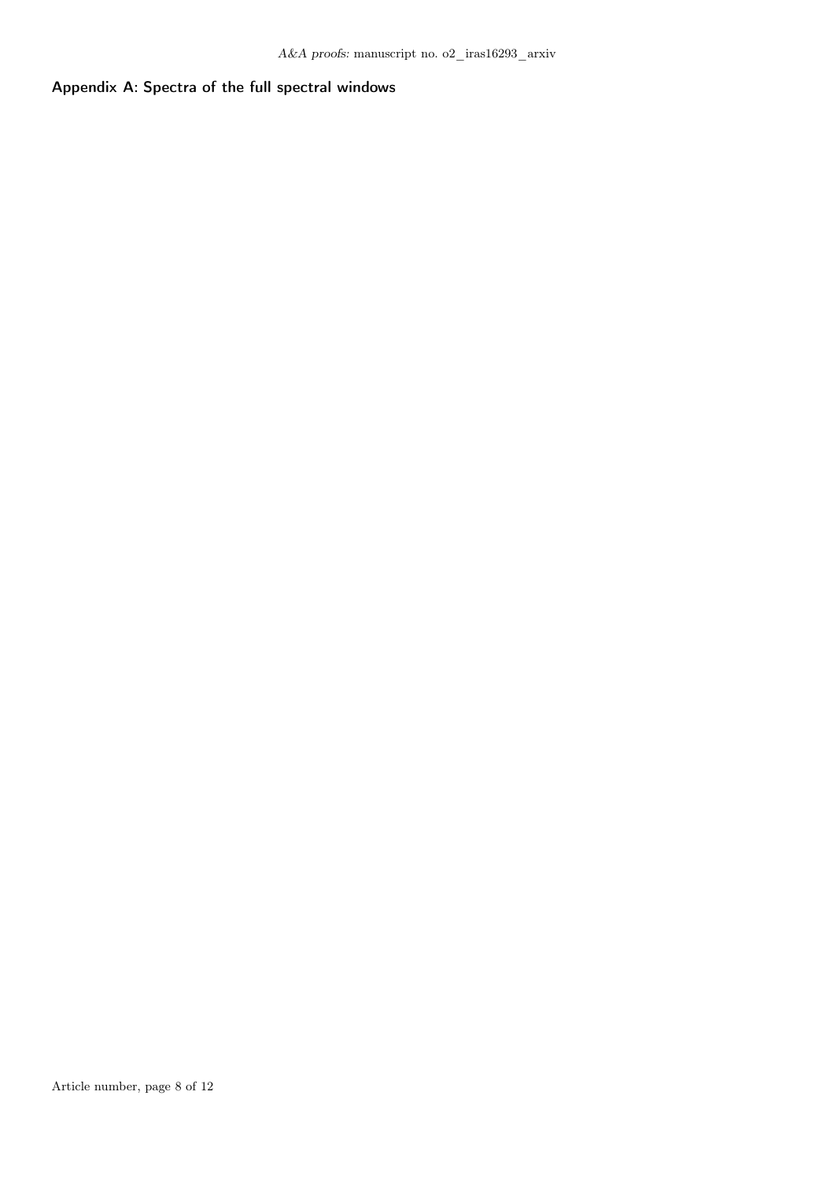## Appendix A: Spectra of the full spectral windows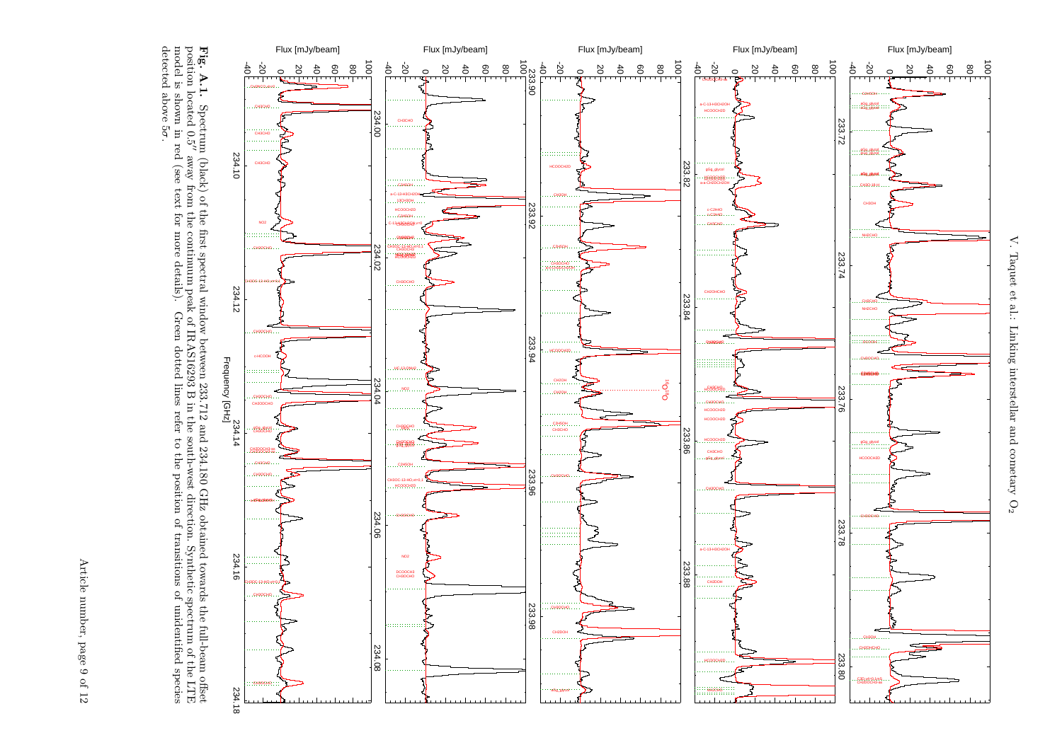**Fig. A.1.** Spectrum (black) of the first spectral window between 233.712 and 234.180 GHz obtained towards the full-beam offset position located 0.5″ away from the continuum peak of IRAS16293 B in the south-west direction. Synthetic spectrum of the LTE model is shown in red (see text for more details). Green dotted lines refer to the position of transitions of unidentified species detected above 5σ.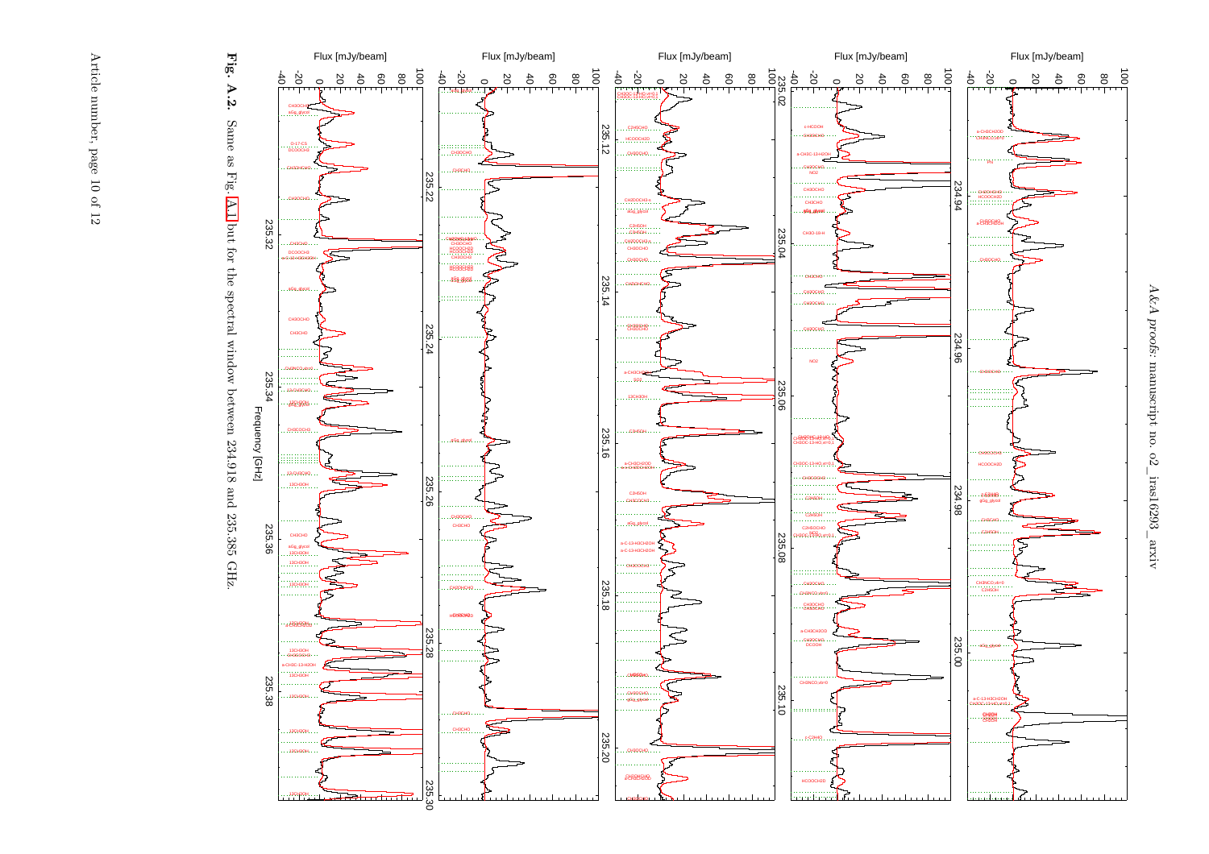**Fig. A.2.** Same as Fig. A.1 but for the spectral window between 234.918 and 235.385 GHz.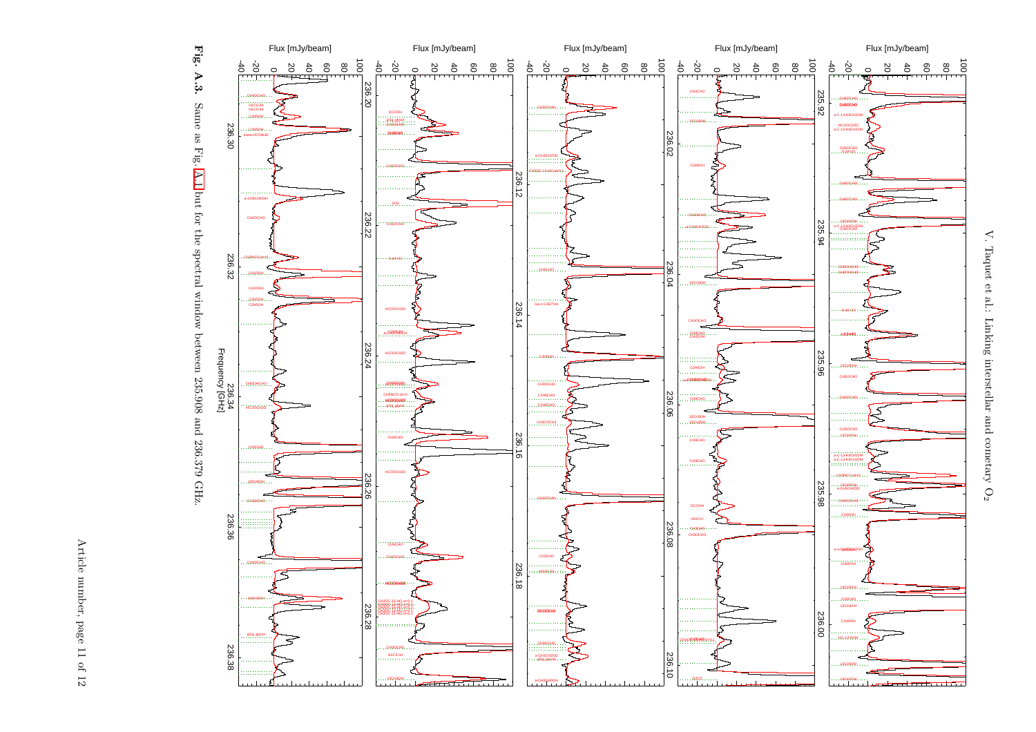**Fig. A.3.** Same as Fig. A.1 but for the spectral window between 235.908 and 236.379 GHz.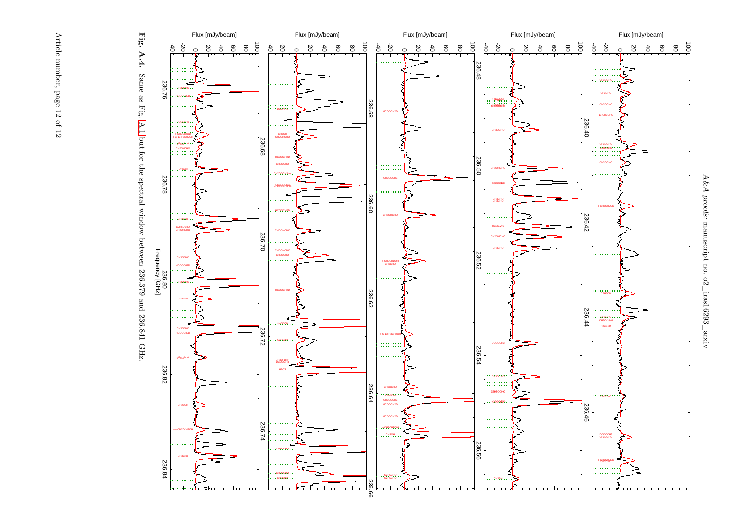Flux [mJy/beam]

Frequency [GHz]

236.40
236.42
236.44
236.46
236.48
236.50
236.52
236.54
236.56
236.58
236.60
236.62
236.64
236.66
236.68
236.70
236.72
236.74
236.76
236.78
236.80
236.82
236.84

**Fig. A.4.** Same as Fig. A.1 but for the spectral window between 236.379 and 236.841 GHz.